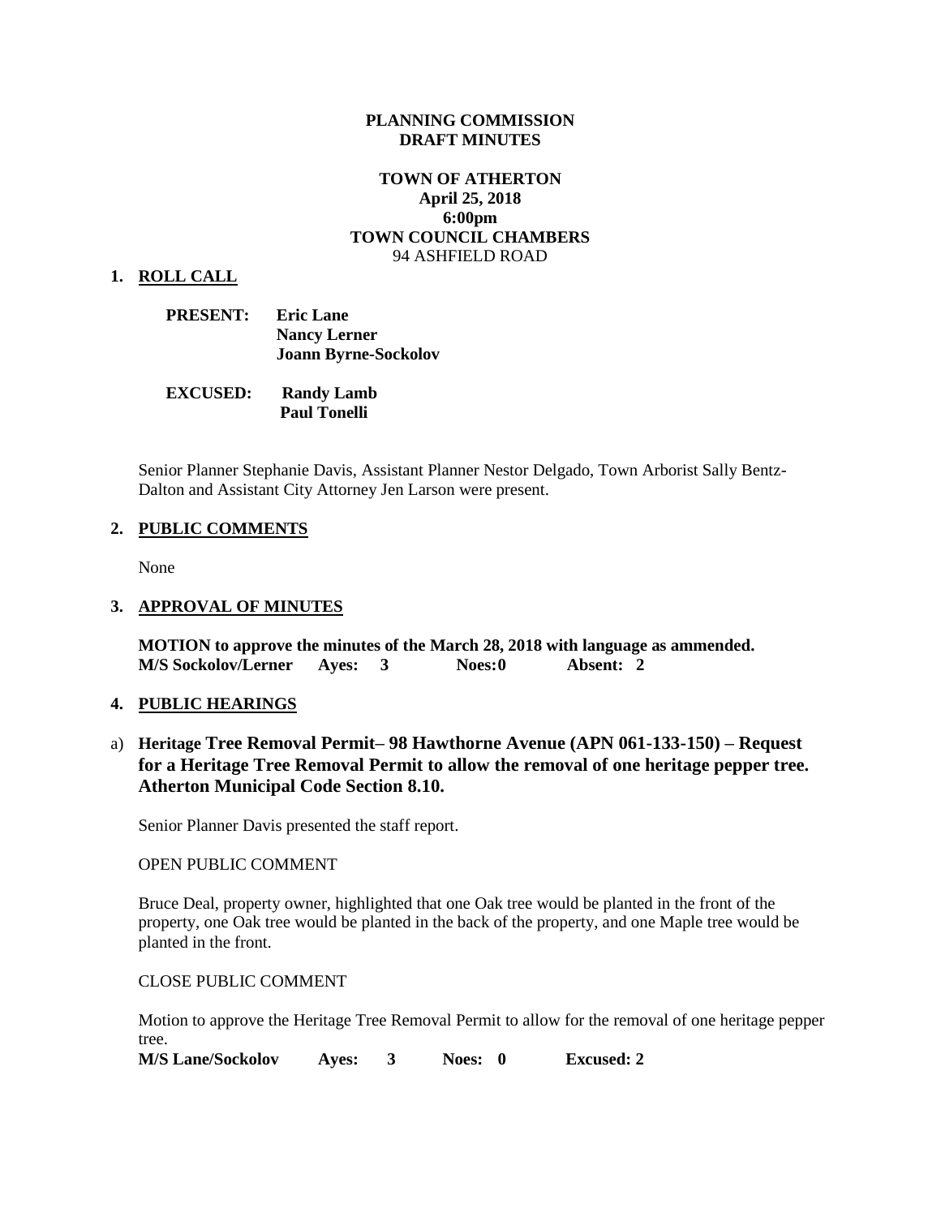**PLANNING COMMISSION**
**DRAFT MINUTES**

**TOWN OF ATHERTON**
**April 25, 2018**
**6:00pm**
**TOWN COUNCIL CHAMBERS**
94 ASHFIELD ROAD

## 1. ROLL CALL

**PRESENT:** **Eric Lane**
**Nancy Lerner**
**Joann Byrne-Sockolov**

**EXCUSED:** **Randy Lamb**
**Paul Tonelli**

Senior Planner Stephanie Davis, Assistant Planner Nestor Delgado, Town Arborist Sally Bentz-Dalton and Assistant City Attorney Jen Larson were present.

## 2. PUBLIC COMMENTS

None

## 3. APPROVAL OF MINUTES

**MOTION to approve the minutes of the March 28, 2018 with language as ammended.**
**M/S Sockolov/Lerner Ayes: 3 Noes: 0 Absent: 2**

## 4. PUBLIC HEARINGS

a) **Heritage Tree Removal Permit– 98 Hawthorne Avenue (APN 061-133-150) – Request for a Heritage Tree Removal Permit to allow the removal of one heritage pepper tree. Atherton Municipal Code Section 8.10.**

Senior Planner Davis presented the staff report.

OPEN PUBLIC COMMENT

Bruce Deal, property owner, highlighted that one Oak tree would be planted in the front of the property, one Oak tree would be planted in the back of the property, and one Maple tree would be planted in the front.

CLOSE PUBLIC COMMENT

Motion to approve the Heritage Tree Removal Permit to allow for the removal of one heritage pepper tree.
**M/S Lane/Sockolov Ayes: 3 Noes: 0 Excused: 2**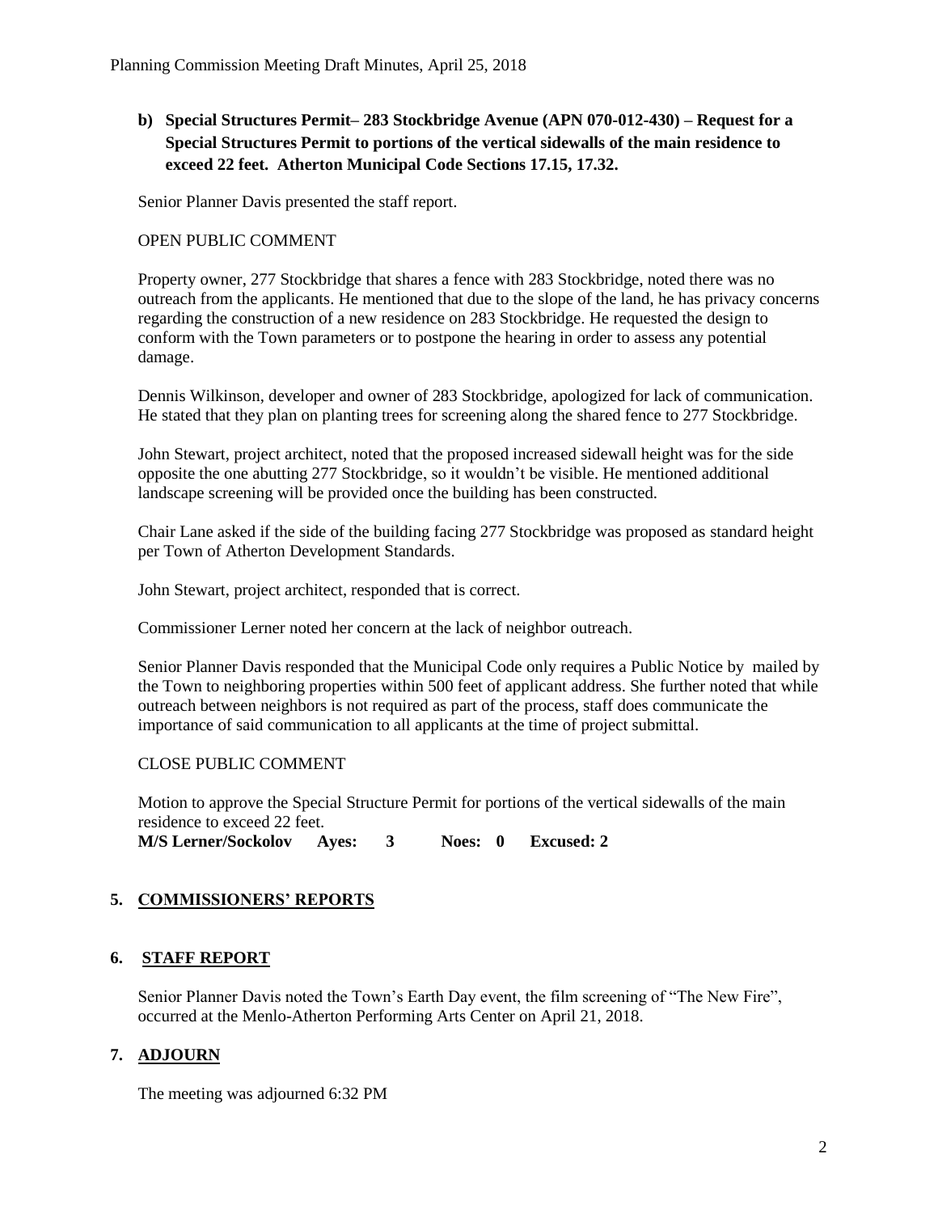**b) Special Structures Permit– 283 Stockbridge Avenue (APN 070-012-430) – Request for a Special Structures Permit to portions of the vertical sidewalls of the main residence to exceed 22 feet. Atherton Municipal Code Sections 17.15, 17.32.**

Senior Planner Davis presented the staff report.

OPEN PUBLIC COMMENT

Property owner, 277 Stockbridge that shares a fence with 283 Stockbridge, noted there was no outreach from the applicants. He mentioned that due to the slope of the land, he has privacy concerns regarding the construction of a new residence on 283 Stockbridge. He requested the design to conform with the Town parameters or to postpone the hearing in order to assess any potential damage.

Dennis Wilkinson, developer and owner of 283 Stockbridge, apologized for lack of communication. He stated that they plan on planting trees for screening along the shared fence to 277 Stockbridge.

John Stewart, project architect, noted that the proposed increased sidewall height was for the side opposite the one abutting 277 Stockbridge, so it wouldn't be visible. He mentioned additional landscape screening will be provided once the building has been constructed.

Chair Lane asked if the side of the building facing 277 Stockbridge was proposed as standard height per Town of Atherton Development Standards.

John Stewart, project architect, responded that is correct.

Commissioner Lerner noted her concern at the lack of neighbor outreach.

Senior Planner Davis responded that the Municipal Code only requires a Public Notice by mailed by the Town to neighboring properties within 500 feet of applicant address. She further noted that while outreach between neighbors is not required as part of the process, staff does communicate the importance of said communication to all applicants at the time of project submittal.

CLOSE PUBLIC COMMENT

Motion to approve the Special Structure Permit for portions of the vertical sidewalls of the main residence to exceed 22 feet.

**M/S Lerner/Sockolov Ayes: 3 Noes: 0 Excused: 2**

## 5. COMMISSIONERS' REPORTS

## 6. STAFF REPORT

Senior Planner Davis noted the Town's Earth Day event, the film screening of "The New Fire", occurred at the Menlo-Atherton Performing Arts Center on April 21, 2018.

## 7. ADJOURN

The meeting was adjourned 6:32 PM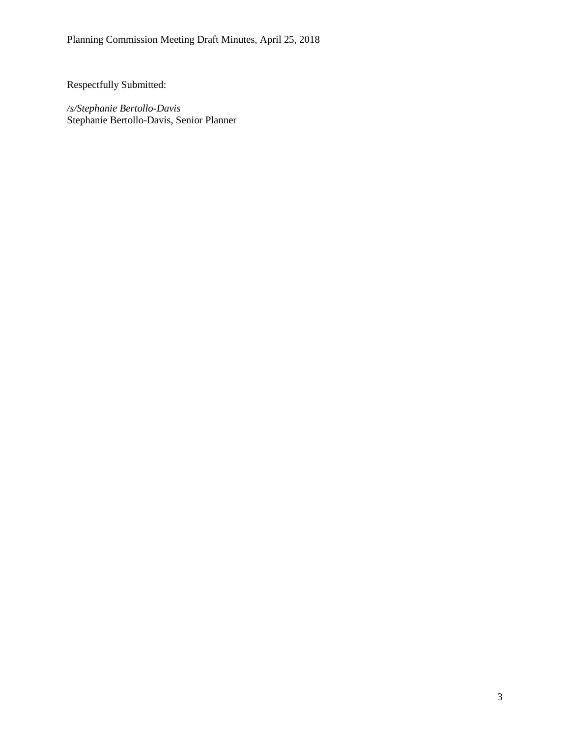Respectfully Submitted:

*/s/Stephanie Bertollo-Davis*
Stephanie Bertollo-Davis, Senior Planner